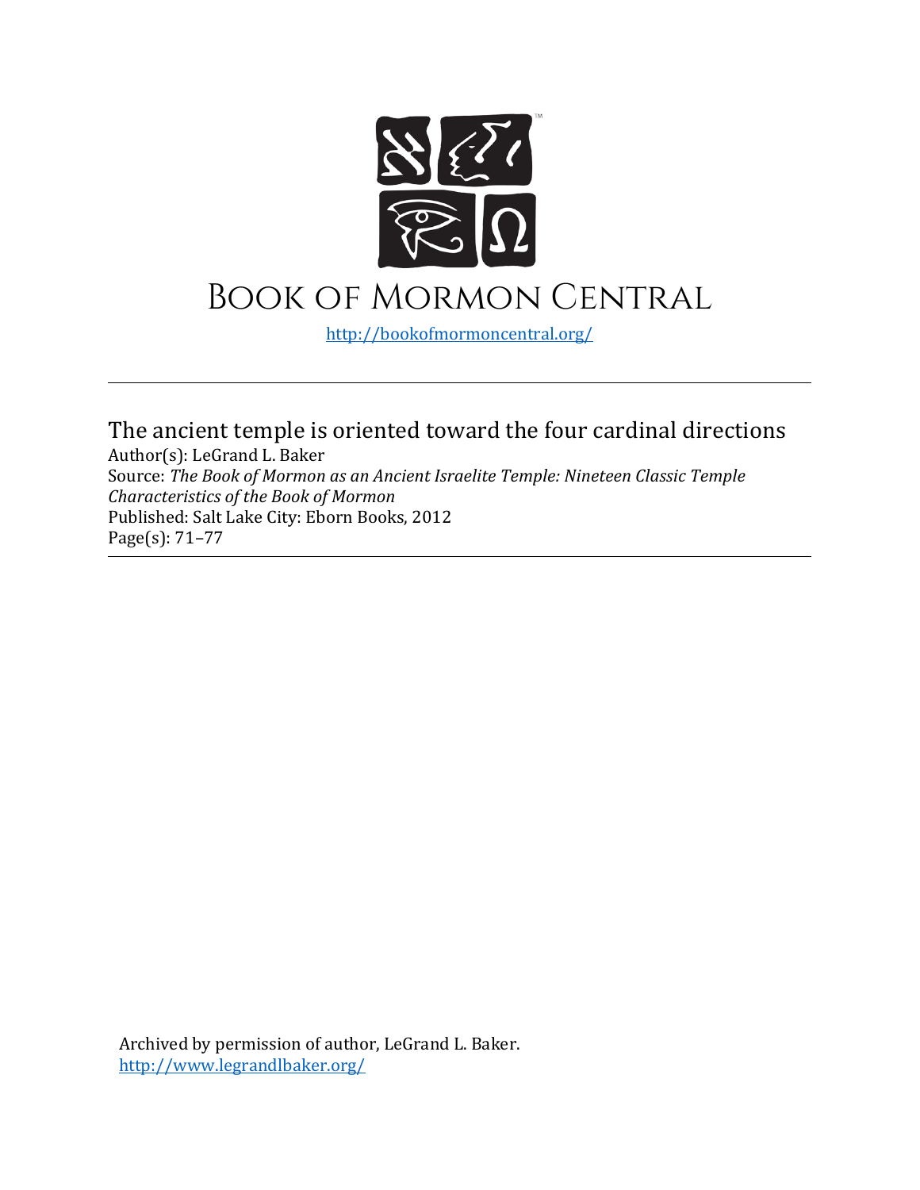# Book of Mormon Central

http://bookofmormoncentral.org/

---

The ancient temple is oriented toward the four cardinal directions

Author(s): LeGrand L. Baker

Source: *The Book of Mormon as an Ancient Israelite Temple: Nineteen Classic Temple Characteristics of the Book of Mormon*

Published: Salt Lake City: Eborn Books, 2012

Page(s): 71–77

---

Archived by permission of author, LeGrand L. Baker.

http://www.legrandlbaker.org/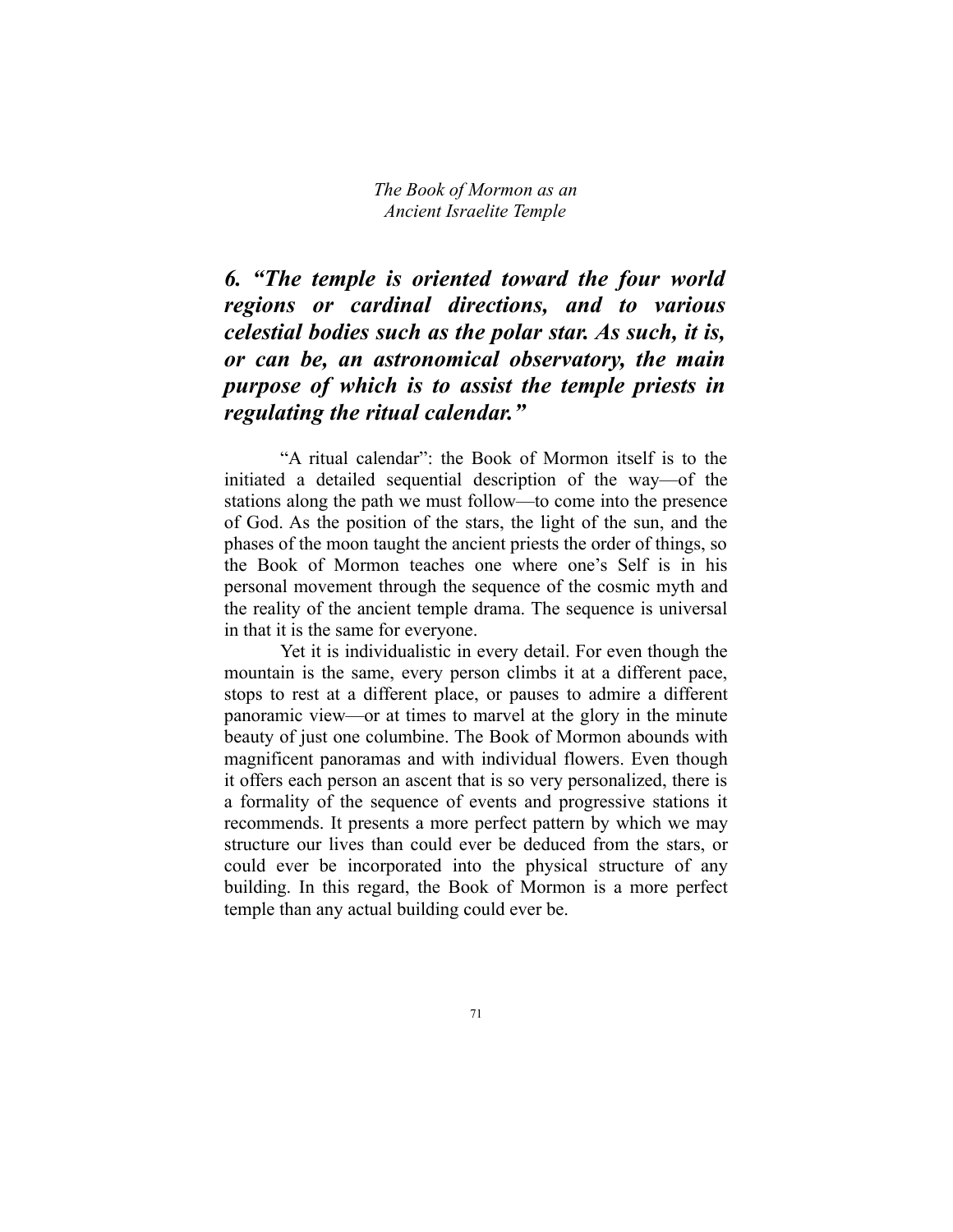## 6. *"The temple is oriented toward the four world regions or cardinal directions, and to various celestial bodies such as the polar star. As such, it is, or can be, an astronomical observatory, the main purpose of which is to assist the temple priests in regulating the ritual calendar."*

"A ritual calendar": the Book of Mormon itself is to the initiated a detailed sequential description of the way—of the stations along the path we must follow—to come into the presence of God. As the position of the stars, the light of the sun, and the phases of the moon taught the ancient priests the order of things, so the Book of Mormon teaches one where one's Self is in his personal movement through the sequence of the cosmic myth and the reality of the ancient temple drama. The sequence is universal in that it is the same for everyone.

Yet it is individualistic in every detail. For even though the mountain is the same, every person climbs it at a different pace, stops to rest at a different place, or pauses to admire a different panoramic view—or at times to marvel at the glory in the minute beauty of just one columbine. The Book of Mormon abounds with magnificent panoramas and with individual flowers. Even though it offers each person an ascent that is so very personalized, there is a formality of the sequence of events and progressive stations it recommends. It presents a more perfect pattern by which we may structure our lives than could ever be deduced from the stars, or could ever be incorporated into the physical structure of any building. In this regard, the Book of Mormon is a more perfect temple than any actual building could ever be.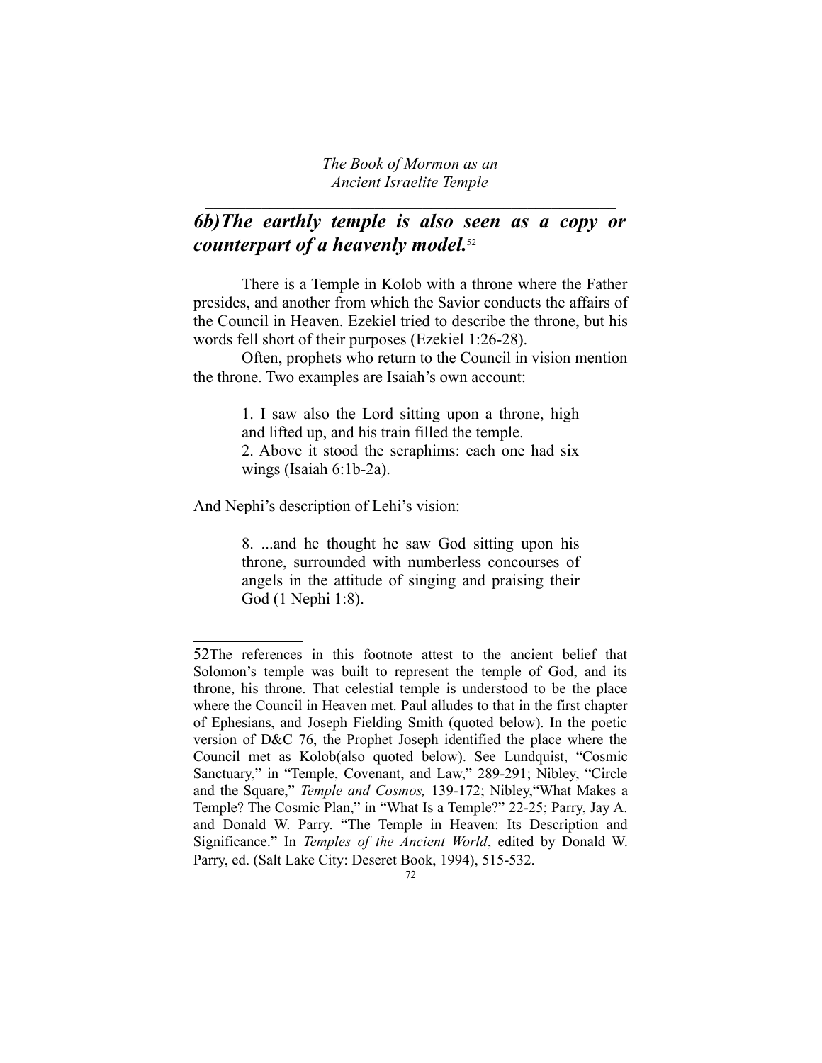## *6b)The earthly temple is also seen as a copy or counterpart of a heavenly model.*[52]

There is a Temple in Kolob with a throne where the Father presides, and another from which the Savior conducts the affairs of the Council in Heaven. Ezekiel tried to describe the throne, but his words fell short of their purposes (Ezekiel 1:26-28).

Often, prophets who return to the Council in vision mention the throne. Two examples are Isaiah's own account:

> 1. I saw also the Lord sitting upon a throne, high and lifted up, and his train filled the temple.
> 2. Above it stood the seraphims: each one had six wings (Isaiah 6:1b-2a).

And Nephi's description of Lehi's vision:

> 8. ...and he thought he saw God sitting upon his throne, surrounded with numberless concourses of angels in the attitude of singing and praising their God (1 Nephi 1:8).

---

52The references in this footnote attest to the ancient belief that Solomon's temple was built to represent the temple of God, and its throne, his throne. That celestial temple is understood to be the place where the Council in Heaven met. Paul alludes to that in the first chapter of Ephesians, and Joseph Fielding Smith (quoted below). In the poetic version of D&C 76, the Prophet Joseph identified the place where the Council met as Kolob(also quoted below). See Lundquist, "Cosmic Sanctuary," in "Temple, Covenant, and Law," 289-291; Nibley, "Circle and the Square," *Temple and Cosmos,* 139-172; Nibley,"What Makes a Temple? The Cosmic Plan," in "What Is a Temple?" 22-25; Parry, Jay A. and Donald W. Parry. "The Temple in Heaven: Its Description and Significance." In *Temples of the Ancient World*, edited by Donald W. Parry, ed. (Salt Lake City: Deseret Book, 1994), 515-532.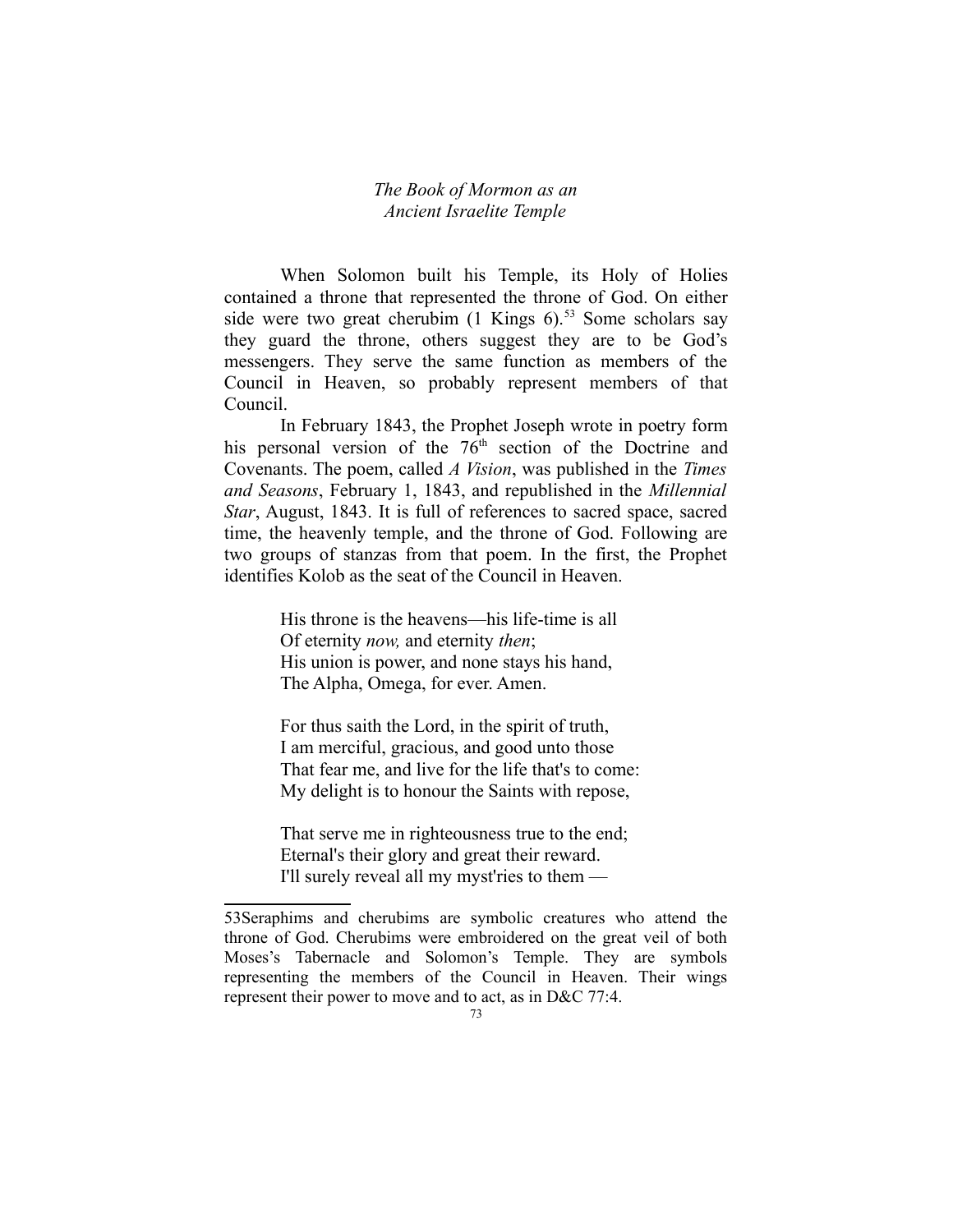*The Book of Mormon as an Ancient Israelite Temple*

When Solomon built his Temple, its Holy of Holies contained a throne that represented the throne of God. On either side were two great cherubim (1 Kings 6).[53] Some scholars say they guard the throne, others suggest they are to be God's messengers. They serve the same function as members of the Council in Heaven, so probably represent members of that Council.

In February 1843, the Prophet Joseph wrote in poetry form his personal version of the 76th section of the Doctrine and Covenants. The poem, called *A Vision*, was published in the *Times and Seasons*, February 1, 1843, and republished in the *Millennial Star*, August, 1843. It is full of references to sacred space, sacred time, the heavenly temple, and the throne of God. Following are two groups of stanzas from that poem. In the first, the Prophet identifies Kolob as the seat of the Council in Heaven.

> His throne is the heavens—his life-time is all
> Of eternity *now,* and eternity *then*;
> His union is power, and none stays his hand,
> The Alpha, Omega, for ever. Amen.
>
> For thus saith the Lord, in the spirit of truth,
> I am merciful, gracious, and good unto those
> That fear me, and live for the life that's to come:
> My delight is to honour the Saints with repose,
>
> That serve me in righteousness true to the end;
> Eternal's their glory and great their reward.
> I'll surely reveal all my myst'ries to them —

---

53 Seraphims and cherubims are symbolic creatures who attend the throne of God. Cherubims were embroidered on the great veil of both Moses's Tabernacle and Solomon's Temple. They are symbols representing the members of the Council in Heaven. Their wings represent their power to move and to act, as in D&C 77:4.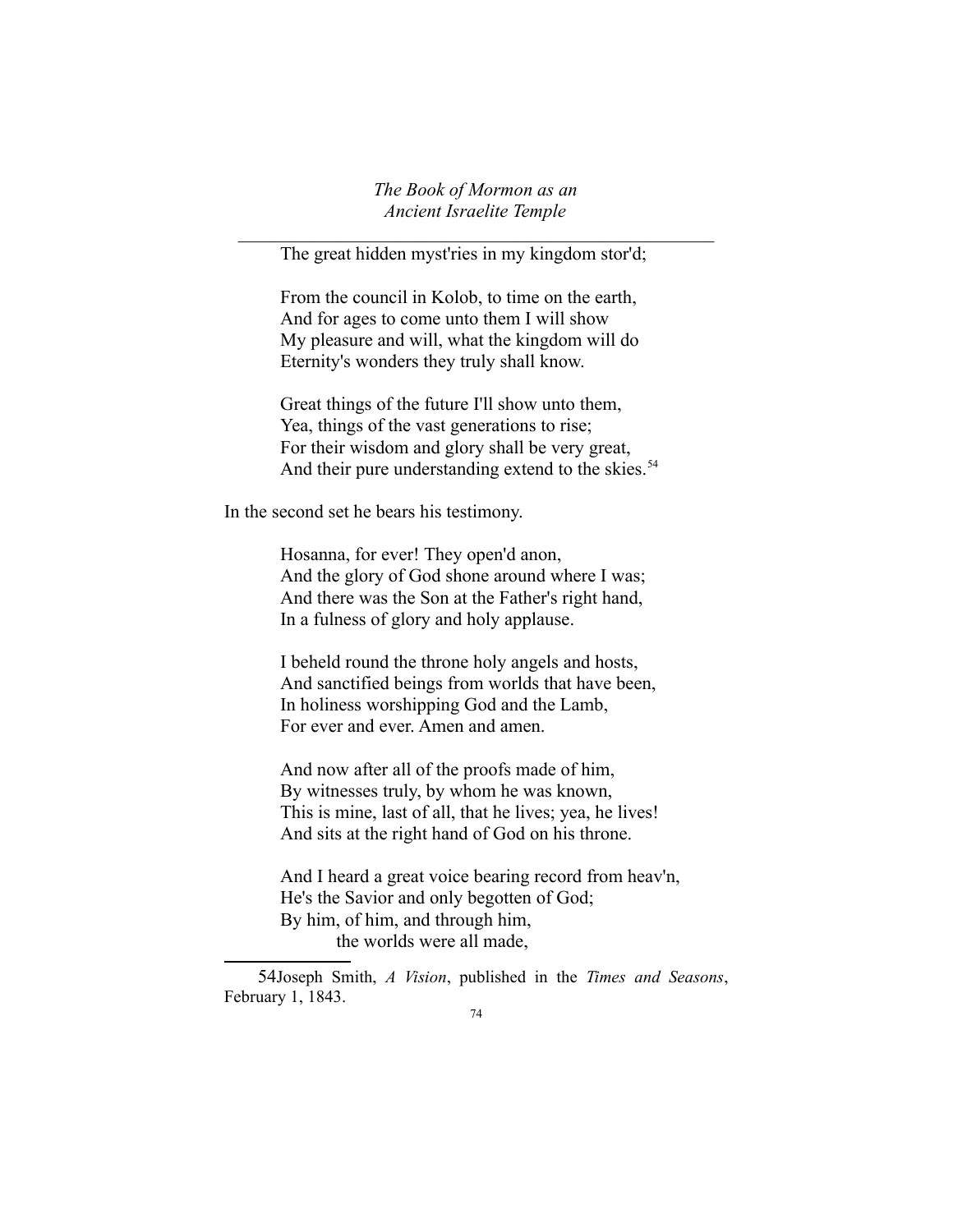The great hidden myst'ries in my kingdom stor'd;

From the council in Kolob, to time on the earth,
And for ages to come unto them I will show
My pleasure and will, what the kingdom will do
Eternity's wonders they truly shall know.

Great things of the future I'll show unto them,
Yea, things of the vast generations to rise;
For their wisdom and glory shall be very great,
And their pure understanding extend to the skies.[54]

In the second set he bears his testimony.

Hosanna, for ever! They open'd anon,
And the glory of God shone around where I was;
And there was the Son at the Father's right hand,
In a fulness of glory and holy applause.

I beheld round the throne holy angels and hosts,
And sanctified beings from worlds that have been,
In holiness worshipping God and the Lamb,
For ever and ever. Amen and amen.

And now after all of the proofs made of him,
By witnesses truly, by whom he was known,
This is mine, last of all, that he lives; yea, he lives!
And sits at the right hand of God on his throne.

And I heard a great voice bearing record from heav'n,
He's the Savior and only begotten of God;
By him, of him, and through him,
the worlds were all made,

---

54 Joseph Smith, *A Vision*, published in the *Times and Seasons*, February 1, 1843.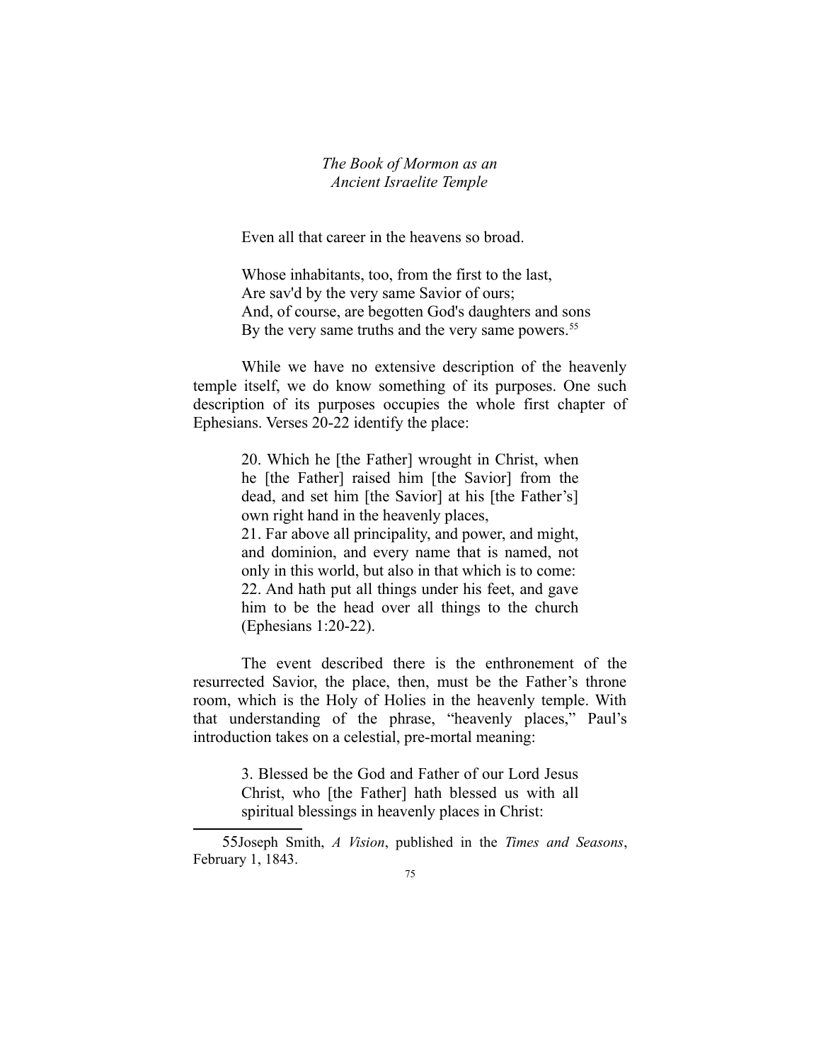Even all that career in the heavens so broad.

Whose inhabitants, too, from the first to the last,  
Are sav'd by the very same Savior of ours;  
And, of course, are begotten God's daughters and sons  
By the very same truths and the very same powers.[55]

While we have no extensive description of the heavenly temple itself, we do know something of its purposes. One such description of its purposes occupies the whole first chapter of Ephesians. Verses 20-22 identify the place:

> 20. Which he [the Father] wrought in Christ, when he [the Father] raised him [the Savior] from the dead, and set him [the Savior] at his [the Father's] own right hand in the heavenly places,
> 21. Far above all principality, and power, and might, and dominion, and every name that is named, not only in this world, but also in that which is to come:
> 22. And hath put all things under his feet, and gave him to be the head over all things to the church (Ephesians 1:20-22).

The event described there is the enthronement of the resurrected Savior, the place, then, must be the Father's throne room, which is the Holy of Holies in the heavenly temple. With that understanding of the phrase, "heavenly places," Paul's introduction takes on a celestial, pre-mortal meaning:

> 3. Blessed be the God and Father of our Lord Jesus Christ, who [the Father] hath blessed us with all spiritual blessings in heavenly places in Christ:

---

55 Joseph Smith, *A Vision*, published in the *Times and Seasons*, February 1, 1843.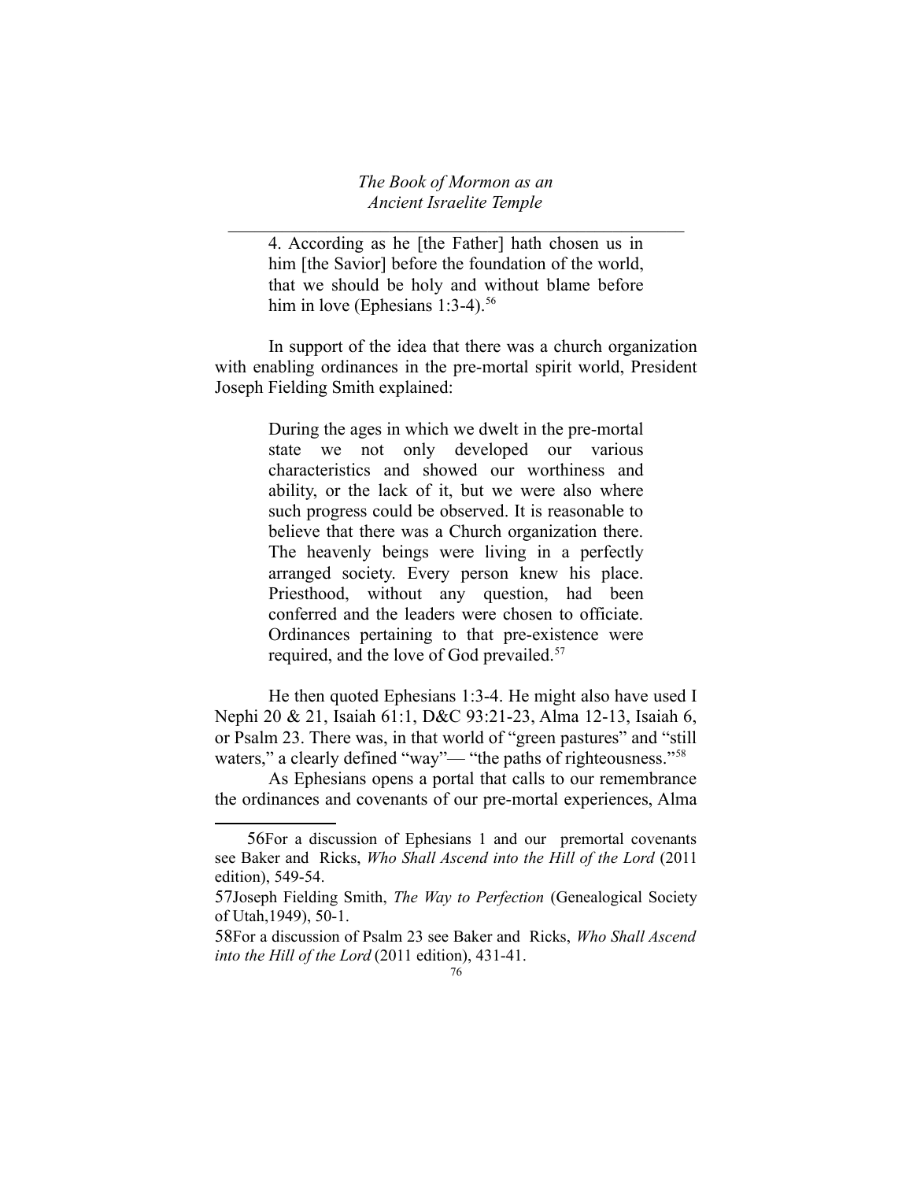> 4. According as he [the Father] hath chosen us in him [the Savior] before the foundation of the world, that we should be holy and without blame before him in love (Ephesians 1:3-4).[56]

In support of the idea that there was a church organization with enabling ordinances in the pre-mortal spirit world, President Joseph Fielding Smith explained:

> During the ages in which we dwelt in the pre-mortal state we not only developed our various characteristics and showed our worthiness and ability, or the lack of it, but we were also where such progress could be observed. It is reasonable to believe that there was a Church organization there. The heavenly beings were living in a perfectly arranged society. Every person knew his place. Priesthood, without any question, had been conferred and the leaders were chosen to officiate. Ordinances pertaining to that pre-existence were required, and the love of God prevailed.[57]

He then quoted Ephesians 1:3-4. He might also have used I Nephi 20 & 21, Isaiah 61:1, D&C 93:21-23, Alma 12-13, Isaiah 6, or Psalm 23. There was, in that world of "green pastures" and "still waters," a clearly defined "way"— "the paths of righteousness."[58]

As Ephesians opens a portal that calls to our remembrance the ordinances and covenants of our pre-mortal experiences, Alma

---

56For a discussion of Ephesians 1 and our premortal covenants see Baker and Ricks, *Who Shall Ascend into the Hill of the Lord* (2011 edition), 549-54.

57Joseph Fielding Smith, *The Way to Perfection* (Genealogical Society of Utah,1949), 50-1.

58For a discussion of Psalm 23 see Baker and Ricks, *Who Shall Ascend into the Hill of the Lord* (2011 edition), 431-41.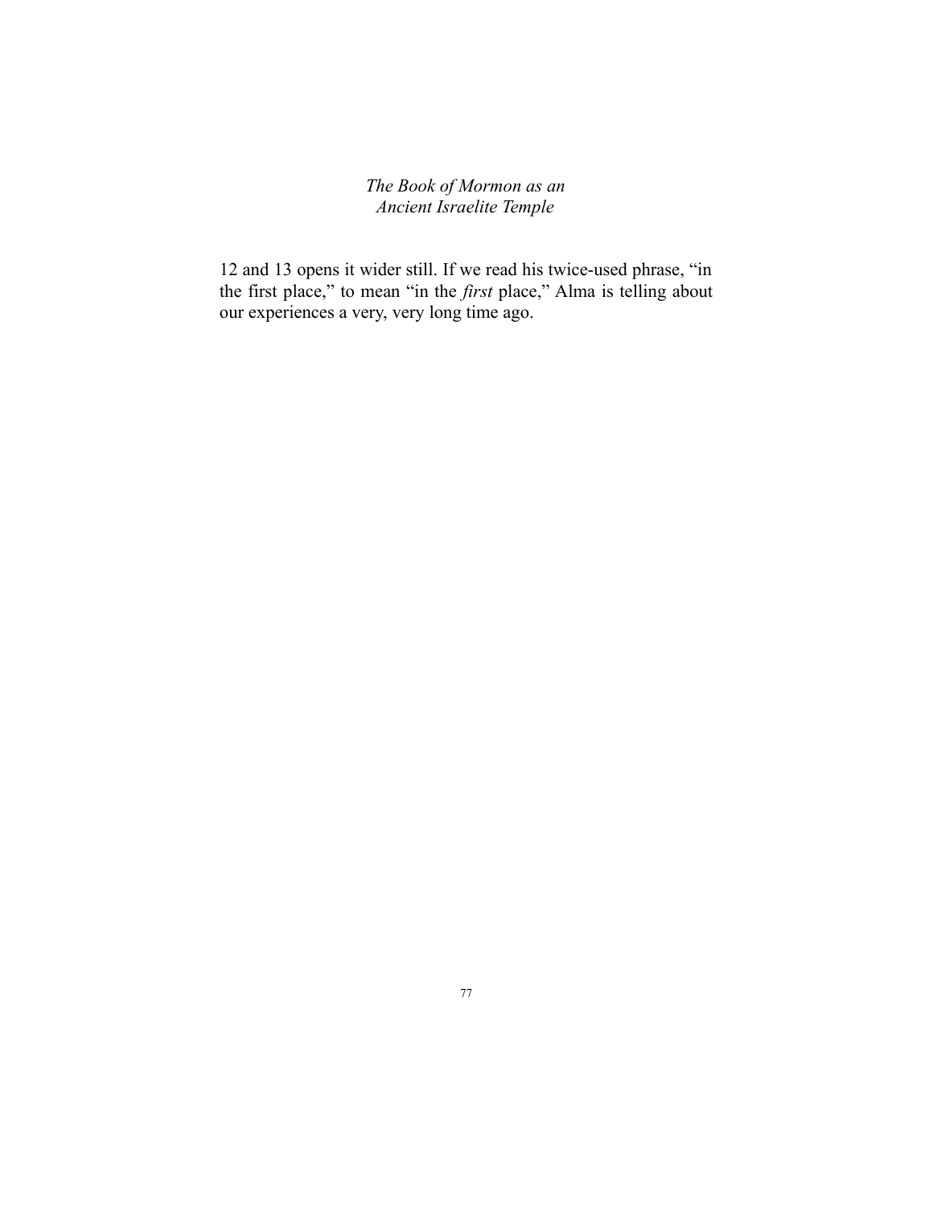12 and 13 opens it wider still. If we read his twice-used phrase, “in the first place,” to mean “in the *first* place,” Alma is telling about our experiences a very, very long time ago.